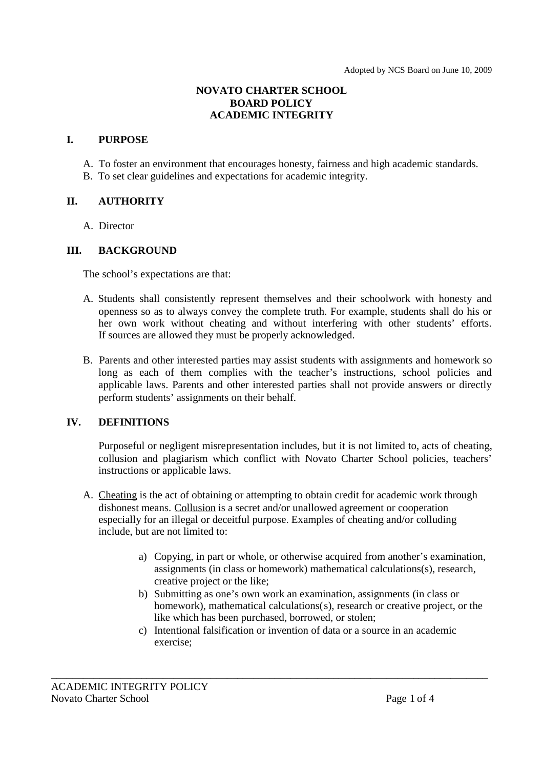Adopted by NCS Board on June 10, 2009

# NOVATO CHARTER SCHOOL
# BOARD POLICY
# ACADEMIC INTEGRITY

## I. PURPOSE

A. To foster an environment that encourages honesty, fairness and high academic standards.
B. To set clear guidelines and expectations for academic integrity.

## II. AUTHORITY

A. Director

## III. BACKGROUND

The school's expectations are that:

A. Students shall consistently represent themselves and their schoolwork with honesty and openness so as to always convey the complete truth. For example, students shall do his or her own work without cheating and without interfering with other students' efforts. If sources are allowed they must be properly acknowledged.

B. Parents and other interested parties may assist students with assignments and homework so long as each of them complies with the teacher's instructions, school policies and applicable laws. Parents and other interested parties shall not provide answers or directly perform students' assignments on their behalf.

## IV. DEFINITIONS

Purposeful or negligent misrepresentation includes, but it is not limited to, acts of cheating, collusion and plagiarism which conflict with Novato Charter School policies, teachers' instructions or applicable laws.

A. <u>Cheating</u> is the act of obtaining or attempting to obtain credit for academic work through dishonest means. <u>Collusion</u> is a secret and/or unallowed agreement or cooperation especially for an illegal or deceitful purpose. Examples of cheating and/or colluding include, but are not limited to:

   a) Copying, in part or whole, or otherwise acquired from another's examination, assignments (in class or homework) mathematical calculations(s), research, creative project or the like;
   b) Submitting as one's own work an examination, assignments (in class or homework), mathematical calculations(s), research or creative project, or the like which has been purchased, borrowed, or stolen;
   c) Intentional falsification or invention of data or a source in an academic exercise;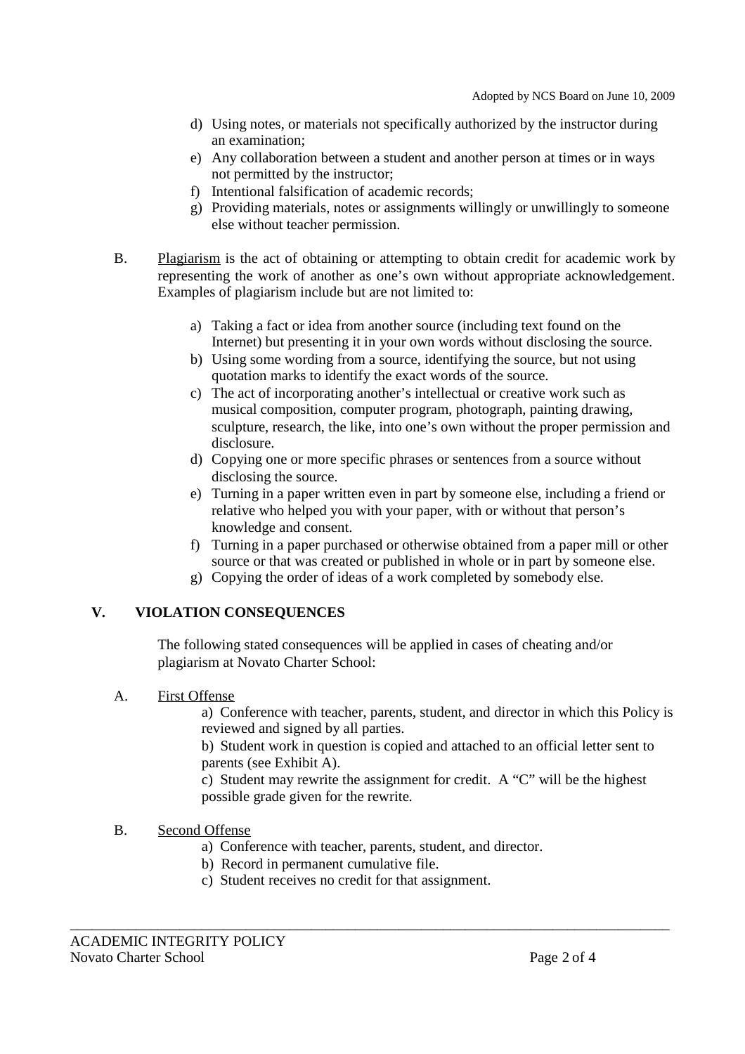d) Using notes, or materials not specifically authorized by the instructor during an examination;
e) Any collaboration between a student and another person at times or in ways not permitted by the instructor;
f) Intentional falsification of academic records;
g) Providing materials, notes or assignments willingly or unwillingly to someone else without teacher permission.

B. Plagiarism is the act of obtaining or attempting to obtain credit for academic work by representing the work of another as one's own without appropriate acknowledgement. Examples of plagiarism include but are not limited to:

a) Taking a fact or idea from another source (including text found on the Internet) but presenting it in your own words without disclosing the source.
b) Using some wording from a source, identifying the source, but not using quotation marks to identify the exact words of the source.
c) The act of incorporating another's intellectual or creative work such as musical composition, computer program, photograph, painting drawing, sculpture, research, the like, into one's own without the proper permission and disclosure.
d) Copying one or more specific phrases or sentences from a source without disclosing the source.
e) Turning in a paper written even in part by someone else, including a friend or relative who helped you with your paper, with or without that person's knowledge and consent.
f) Turning in a paper purchased or otherwise obtained from a paper mill or other source or that was created or published in whole or in part by someone else.
g) Copying the order of ideas of a work completed by somebody else.

## V. VIOLATION CONSEQUENCES

The following stated consequences will be applied in cases of cheating and/or plagiarism at Novato Charter School:

A. First Offense

a) Conference with teacher, parents, student, and director in which this Policy is reviewed and signed by all parties.
b) Student work in question is copied and attached to an official letter sent to parents (see Exhibit A).
c) Student may rewrite the assignment for credit. A "C" will be the highest possible grade given for the rewrite.

B. Second Offense

a) Conference with teacher, parents, student, and director.
b) Record in permanent cumulative file.
c) Student receives no credit for that assignment.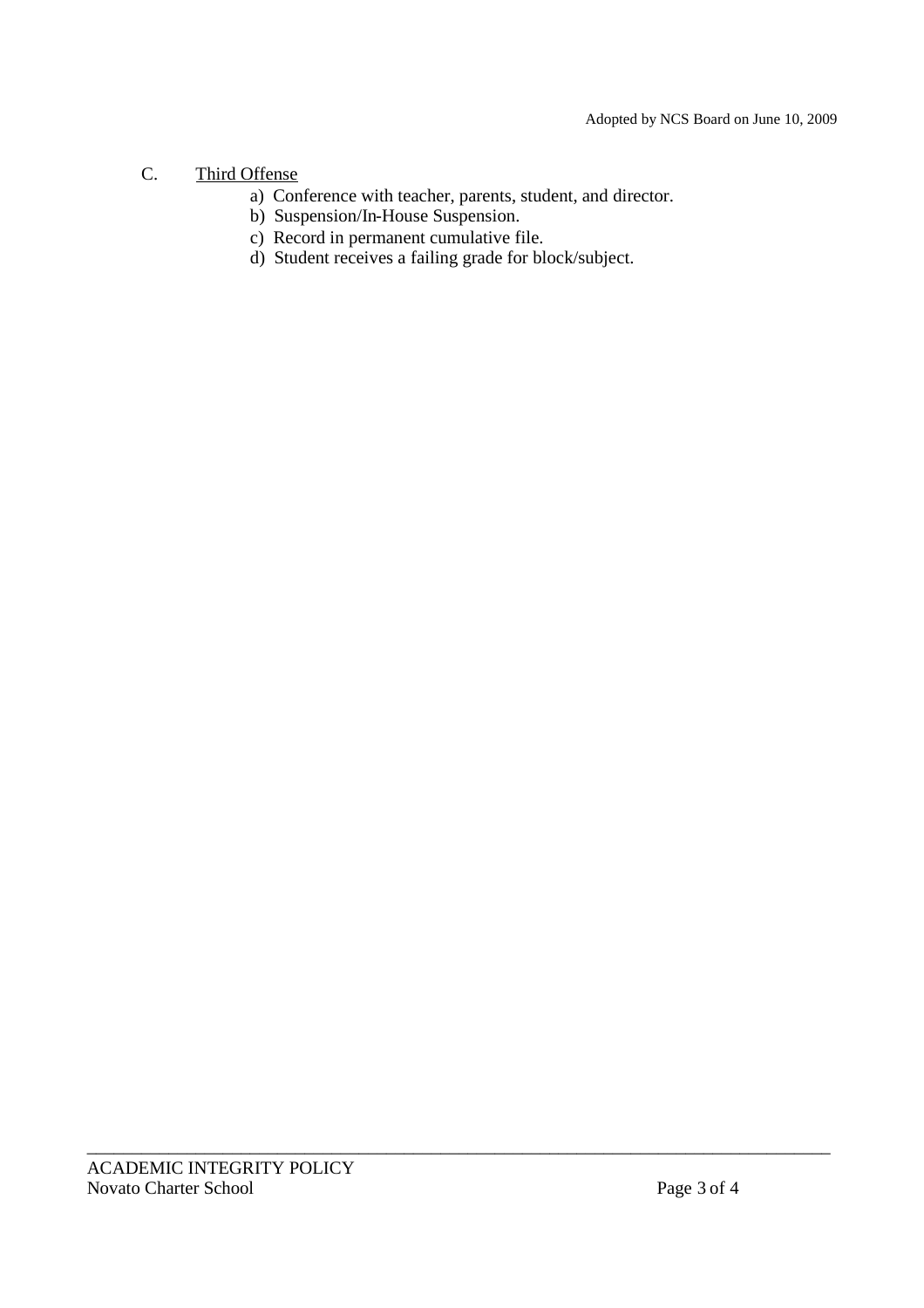C. Third Offense

a) Conference with teacher, parents, student, and director.
b) Suspension/In-House Suspension.
c) Record in permanent cumulative file.
d) Student receives a failing grade for block/subject.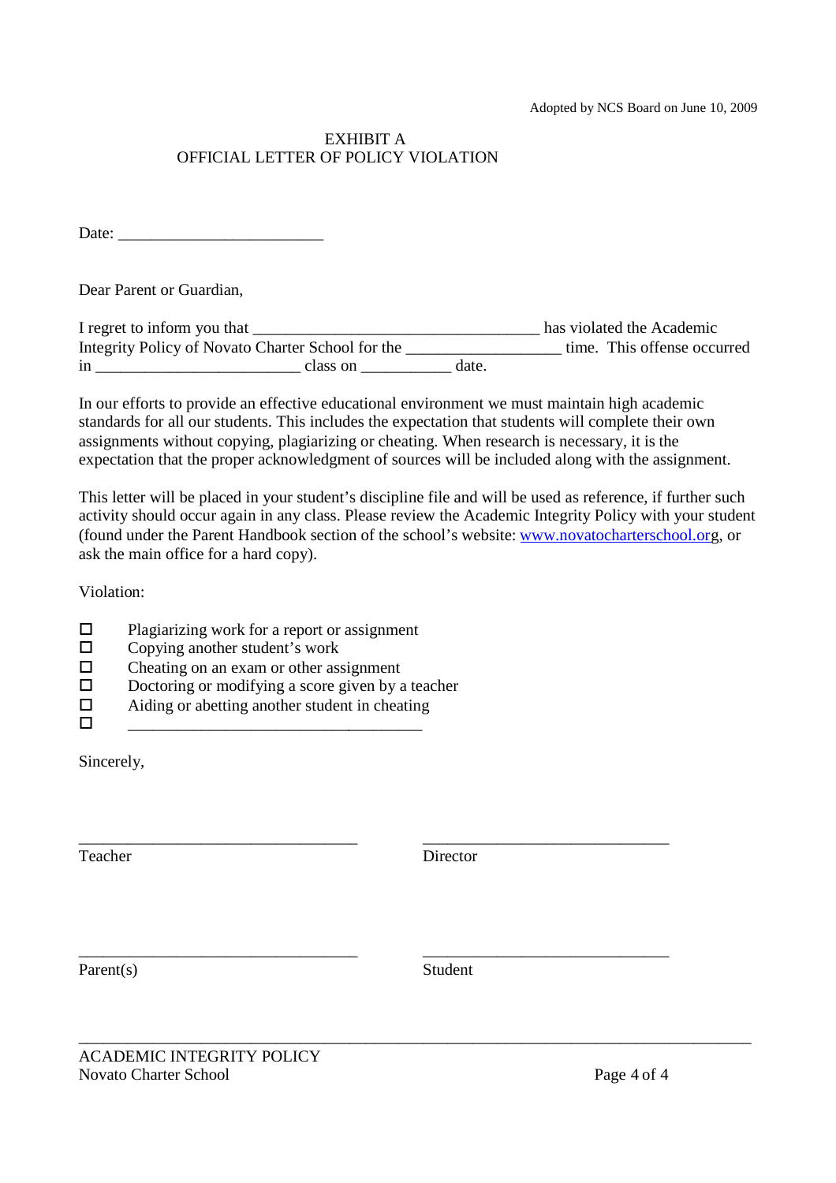Adopted by NCS Board on June 10, 2009

# EXHIBIT A
## OFFICIAL LETTER OF POLICY VIOLATION

Date: _________________________

Dear Parent or Guardian,

I regret to inform you that ___________________________________ has violated the Academic Integrity Policy of Novato Charter School for the __________________ time. This offense occurred in _________________________ class on ___________ date.

In our efforts to provide an effective educational environment we must maintain high academic standards for all our students. This includes the expectation that students will complete their own assignments without copying, plagiarizing or cheating. When research is necessary, it is the expectation that the proper acknowledgment of sources will be included along with the assignment.

This letter will be placed in your student's discipline file and will be used as reference, if further such activity should occur again in any class. Please review the Academic Integrity Policy with your student (found under the Parent Handbook section of the school's website: www.novatocharterschool.org, or ask the main office for a hard copy).

Violation:

- ☐ Plagiarizing work for a report or assignment
- ☐ Copying another student's work
- ☐ Cheating on an exam or other assignment
- ☐ Doctoring or modifying a score given by a teacher
- ☐ Aiding or abetting another student in cheating
- ☐ ____________________________________

Sincerely,

| | |
|---|---|
| __________________________________ | ______________________________ |
| Teacher | Director |
| __________________________________ | ______________________________ |
| Parent(s) | Student |